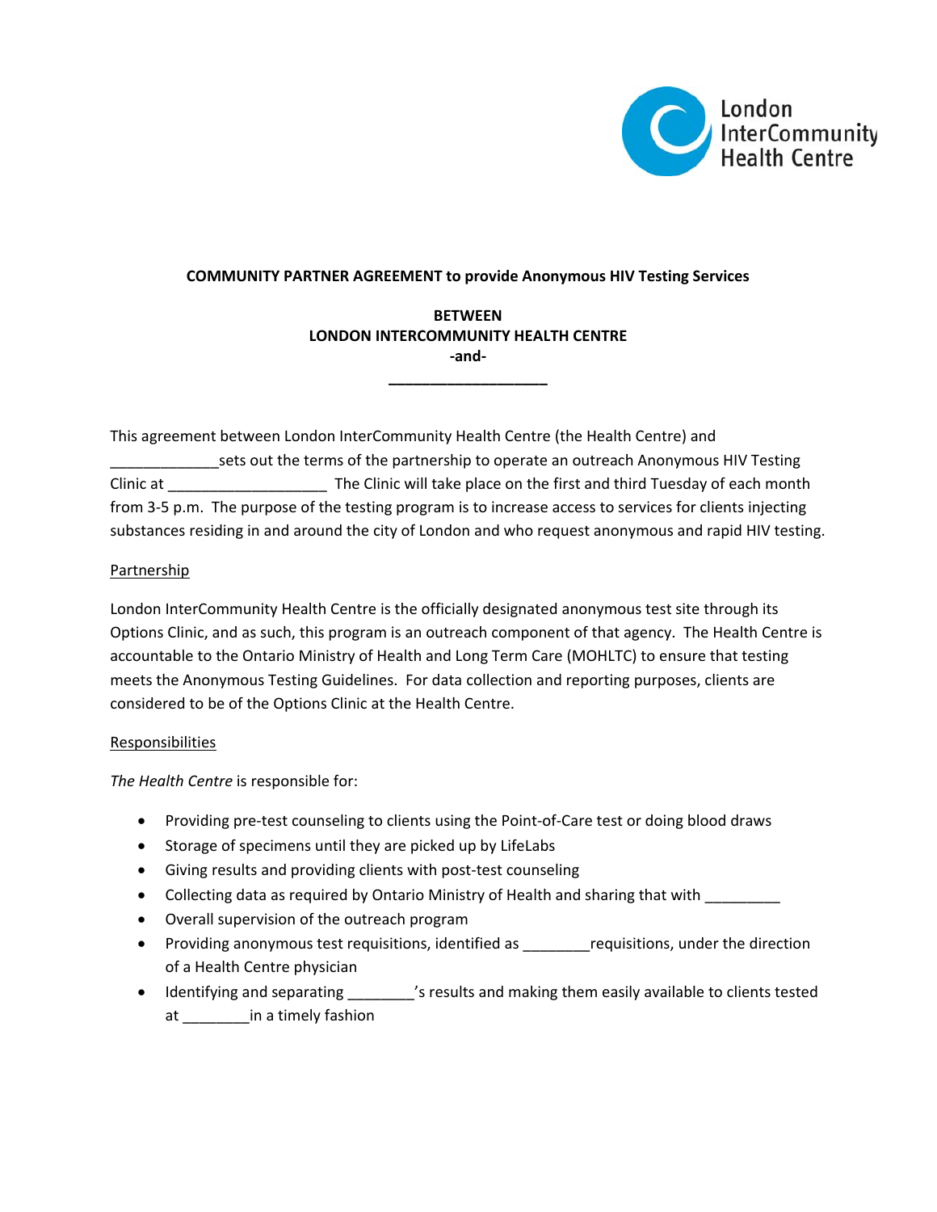London InterCommunity Health Centre

**COMMUNITY PARTNER AGREEMENT to provide Anonymous HIV Testing Services**

**BETWEEN**
**LONDON INTERCOMMUNITY HEALTH CENTRE**
**-and-**
**___________________**

This agreement between London InterCommunity Health Centre (the Health Centre) and _____________sets out the terms of the partnership to operate an outreach Anonymous HIV Testing Clinic at ___________________ The Clinic will take place on the first and third Tuesday of each month from 3-5 p.m. The purpose of the testing program is to increase access to services for clients injecting substances residing in and around the city of London and who request anonymous and rapid HIV testing.

Partnership

London InterCommunity Health Centre is the officially designated anonymous test site through its Options Clinic, and as such, this program is an outreach component of that agency. The Health Centre is accountable to the Ontario Ministry of Health and Long Term Care (MOHLTC) to ensure that testing meets the Anonymous Testing Guidelines. For data collection and reporting purposes, clients are considered to be of the Options Clinic at the Health Centre.

Responsibilities

*The Health Centre* is responsible for:

- Providing pre-test counseling to clients using the Point-of-Care test or doing blood draws
- Storage of specimens until they are picked up by LifeLabs
- Giving results and providing clients with post-test counseling
- Collecting data as required by Ontario Ministry of Health and sharing that with _________
- Overall supervision of the outreach program
- Providing anonymous test requisitions, identified as ________requisitions, under the direction of a Health Centre physician
- Identifying and separating ________'s results and making them easily available to clients tested at ________in a timely fashion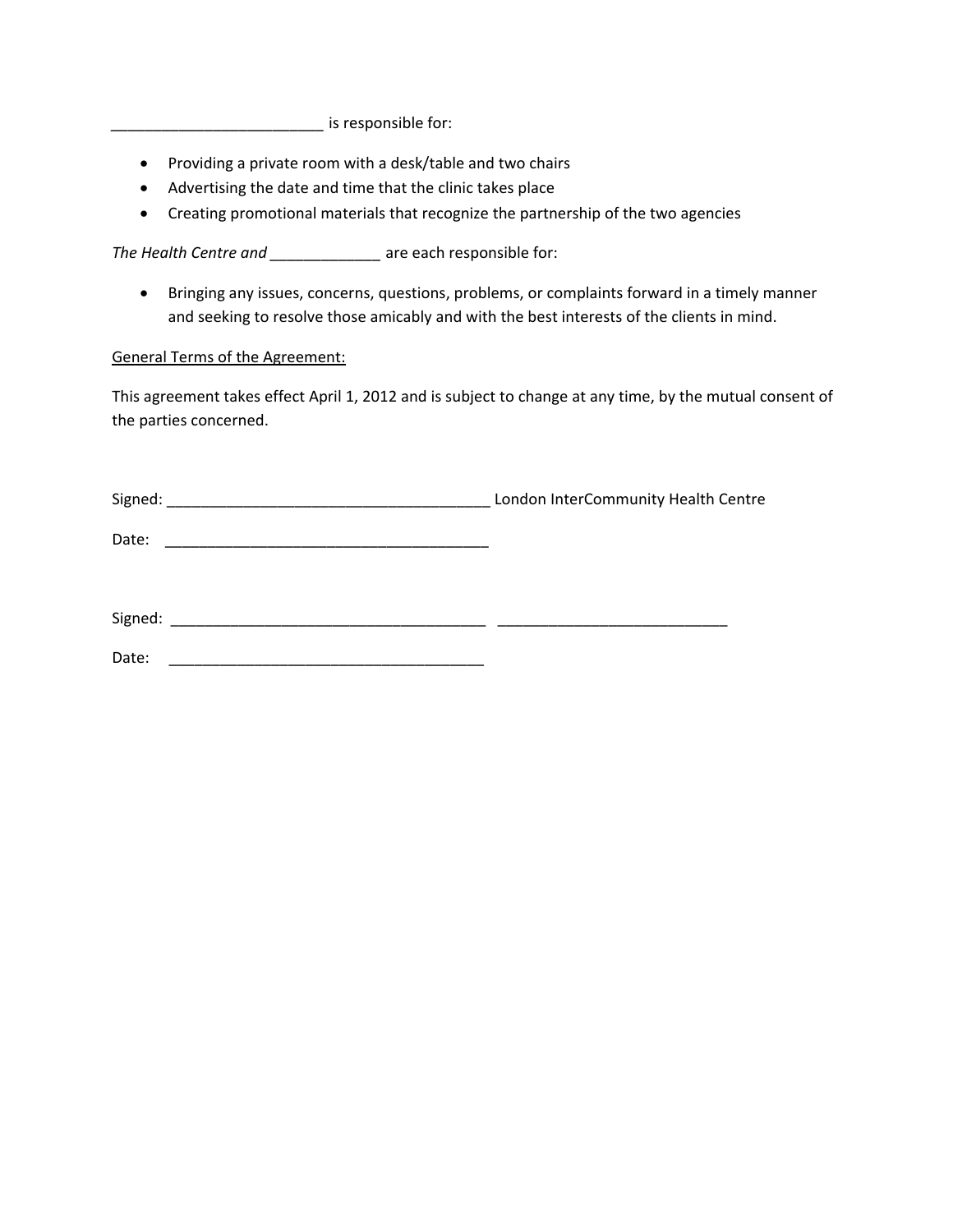_________________________ is responsible for:

- Providing a private room with a desk/table and two chairs
- Advertising the date and time that the clinic takes place
- Creating promotional materials that recognize the partnership of the two agencies

*The Health Centre and* _____________ are each responsible for:

- Bringing any issues, concerns, questions, problems, or complaints forward in a timely manner and seeking to resolve those amicably and with the best interests of the clients in mind.

General Terms of the Agreement:

This agreement takes effect April 1, 2012 and is subject to change at any time, by the mutual consent of the parties concerned.

Signed: _______________________________________ London InterCommunity Health Centre

Date: _______________________________________

Signed: _______________________________________ ___________________________

Date: _______________________________________